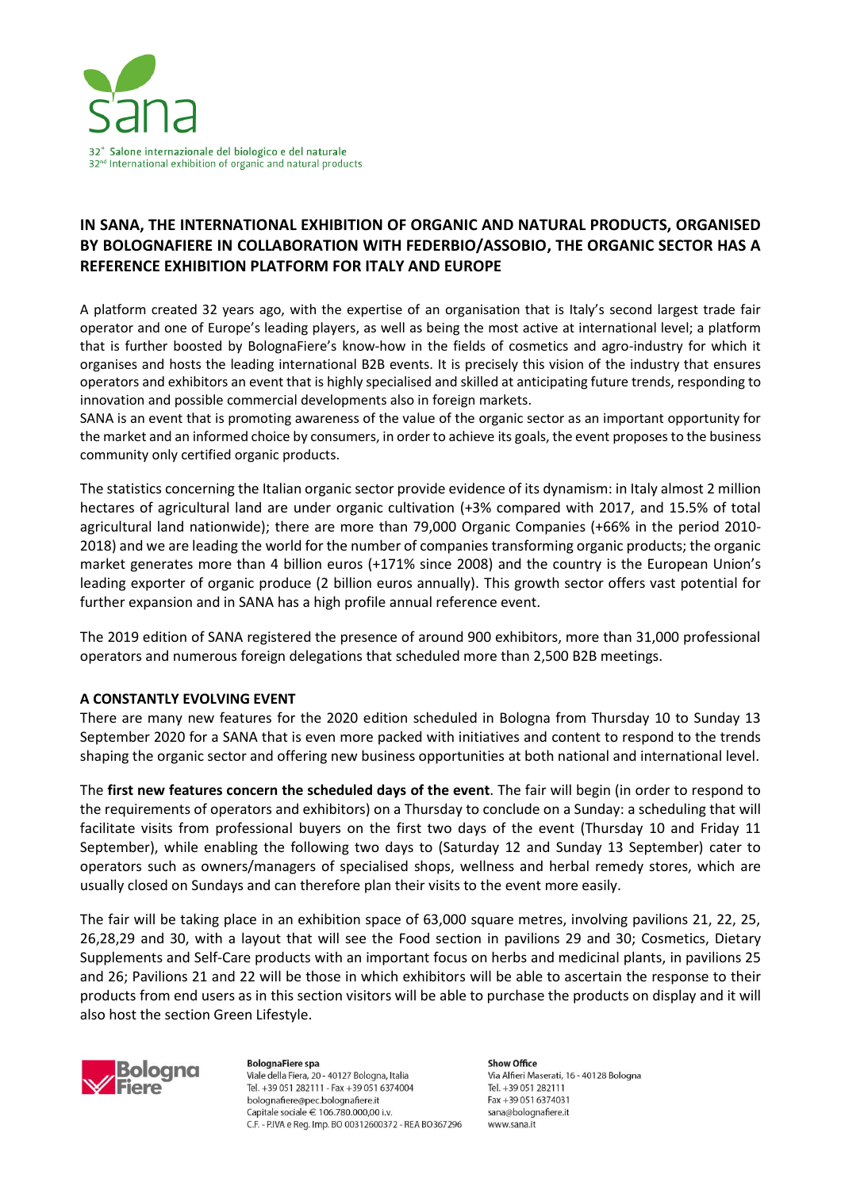32° Salone internazionale del biologico e del naturale
32nd International exhibition of organic and natural products

## IN SANA, THE INTERNATIONAL EXHIBITION OF ORGANIC AND NATURAL PRODUCTS, ORGANISED BY BOLOGNAFIERE IN COLLABORATION WITH FEDERBIO/ASSOBIO, THE ORGANIC SECTOR HAS A REFERENCE EXHIBITION PLATFORM FOR ITALY AND EUROPE

A platform created 32 years ago, with the expertise of an organisation that is Italy's second largest trade fair operator and one of Europe's leading players, as well as being the most active at international level; a platform that is further boosted by BolognaFiere's know-how in the fields of cosmetics and agro-industry for which it organises and hosts the leading international B2B events. It is precisely this vision of the industry that ensures operators and exhibitors an event that is highly specialised and skilled at anticipating future trends, responding to innovation and possible commercial developments also in foreign markets.
SANA is an event that is promoting awareness of the value of the organic sector as an important opportunity for the market and an informed choice by consumers, in order to achieve its goals, the event proposes to the business community only certified organic products.

The statistics concerning the Italian organic sector provide evidence of its dynamism: in Italy almost 2 million hectares of agricultural land are under organic cultivation (+3% compared with 2017, and 15.5% of total agricultural land nationwide); there are more than 79,000 Organic Companies (+66% in the period 2010-2018) and we are leading the world for the number of companies transforming organic products; the organic market generates more than 4 billion euros (+171% since 2008) and the country is the European Union's leading exporter of organic produce (2 billion euros annually). This growth sector offers vast potential for further expansion and in SANA has a high profile annual reference event.

The 2019 edition of SANA registered the presence of around 900 exhibitors, more than 31,000 professional operators and numerous foreign delegations that scheduled more than 2,500 B2B meetings.

### A CONSTANTLY EVOLVING EVENT

There are many new features for the 2020 edition scheduled in Bologna from Thursday 10 to Sunday 13 September 2020 for a SANA that is even more packed with initiatives and content to respond to the trends shaping the organic sector and offering new business opportunities at both national and international level.

The **first new features concern the scheduled days of the event**. The fair will begin (in order to respond to the requirements of operators and exhibitors) on a Thursday to conclude on a Sunday: a scheduling that will facilitate visits from professional buyers on the first two days of the event (Thursday 10 and Friday 11 September), while enabling the following two days to (Saturday 12 and Sunday 13 September) cater to operators such as owners/managers of specialised shops, wellness and herbal remedy stores, which are usually closed on Sundays and can therefore plan their visits to the event more easily.

The fair will be taking place in an exhibition space of 63,000 square metres, involving pavilions 21, 22, 25, 26,28,29 and 30, with a layout that will see the Food section in pavilions 29 and 30; Cosmetics, Dietary Supplements and Self-Care products with an important focus on herbs and medicinal plants, in pavilions 25 and 26; Pavilions 21 and 22 will be those in which exhibitors will be able to ascertain the response to their products from end users as in this section visitors will be able to purchase the products on display and it will also host the section Green Lifestyle.

**BolognaFiere spa**
Viale della Fiera, 20 - 40127 Bologna, Italia
Tel. +39 051 282111 - Fax +39 051 6374004
bolognafiere@pec.bolognafiere.it
Capitale sociale € 106.780.000,00 i.v.
C.F. - P.IVA e Reg. Imp. BO 00312600372 - REA BO367296

**Show Office**
Via Alfieri Maserati, 16 - 40128 Bologna
Tel. +39 051 282111
Fax +39 051 6374031
sana@bolognafiere.it
www.sana.it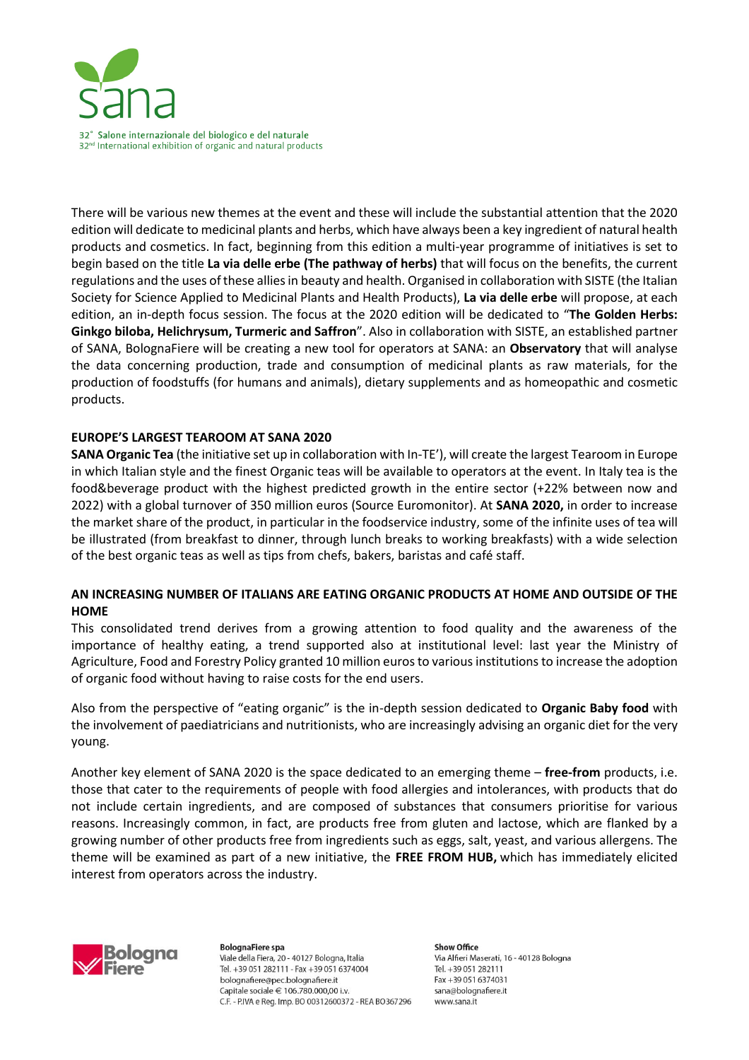There will be various new themes at the event and these will include the substantial attention that the 2020 edition will dedicate to medicinal plants and herbs, which have always been a key ingredient of natural health products and cosmetics. In fact, beginning from this edition a multi-year programme of initiatives is set to begin based on the title **La via delle erbe (The pathway of herbs)** that will focus on the benefits, the current regulations and the uses of these allies in beauty and health. Organised in collaboration with SISTE (the Italian Society for Science Applied to Medicinal Plants and Health Products), **La via delle erbe** will propose, at each edition, an in-depth focus session. The focus at the 2020 edition will be dedicated to "**The Golden Herbs: Ginkgo biloba, Helichrysum, Turmeric and Saffron**". Also in collaboration with SISTE, an established partner of SANA, BolognaFiere will be creating a new tool for operators at SANA: an **Observatory** that will analyse the data concerning production, trade and consumption of medicinal plants as raw materials, for the production of foodstuffs (for humans and animals), dietary supplements and as homeopathic and cosmetic products.

**EUROPE'S LARGEST TEAROOM AT SANA 2020**

**SANA Organic Tea** (the initiative set up in collaboration with In-TE'), will create the largest Tearoom in Europe in which Italian style and the finest Organic teas will be available to operators at the event. In Italy tea is the food&beverage product with the highest predicted growth in the entire sector (+22% between now and 2022) with a global turnover of 350 million euros (Source Euromonitor). At **SANA 2020,** in order to increase the market share of the product, in particular in the foodservice industry, some of the infinite uses of tea will be illustrated (from breakfast to dinner, through lunch breaks to working breakfasts) with a wide selection of the best organic teas as well as tips from chefs, bakers, baristas and café staff.

**AN INCREASING NUMBER OF ITALIANS ARE EATING ORGANIC PRODUCTS AT HOME AND OUTSIDE OF THE HOME**

This consolidated trend derives from a growing attention to food quality and the awareness of the importance of healthy eating, a trend supported also at institutional level: last year the Ministry of Agriculture, Food and Forestry Policy granted 10 million euros to various institutions to increase the adoption of organic food without having to raise costs for the end users.

Also from the perspective of "eating organic" is the in-depth session dedicated to **Organic Baby food** with the involvement of paediatricians and nutritionists, who are increasingly advising an organic diet for the very young.

Another key element of SANA 2020 is the space dedicated to an emerging theme – **free-from** products, i.e. those that cater to the requirements of people with food allergies and intolerances, with products that do not include certain ingredients, and are composed of substances that consumers prioritise for various reasons. Increasingly common, in fact, are products free from gluten and lactose, which are flanked by a growing number of other products free from ingredients such as eggs, salt, yeast, and various allergens. The theme will be examined as part of a new initiative, the **FREE FROM HUB,** which has immediately elicited interest from operators across the industry.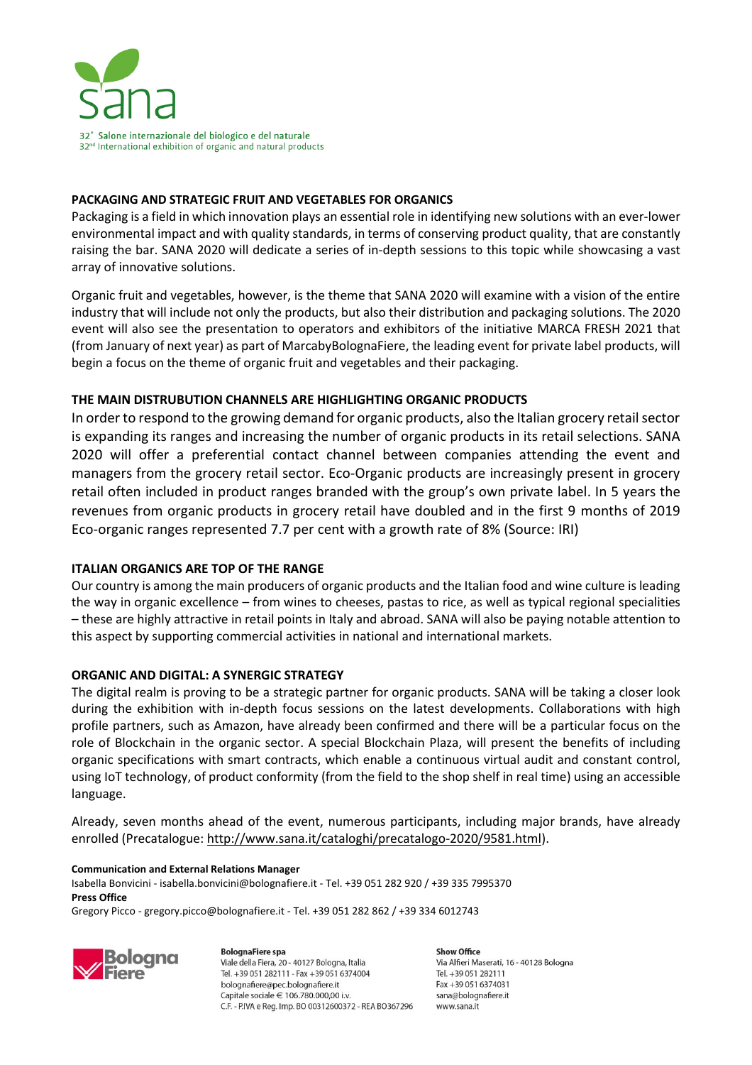## PACKAGING AND STRATEGIC FRUIT AND VEGETABLES FOR ORGANICS

Packaging is a field in which innovation plays an essential role in identifying new solutions with an ever-lower environmental impact and with quality standards, in terms of conserving product quality, that are constantly raising the bar. SANA 2020 will dedicate a series of in-depth sessions to this topic while showcasing a vast array of innovative solutions.

Organic fruit and vegetables, however, is the theme that SANA 2020 will examine with a vision of the entire industry that will include not only the products, but also their distribution and packaging solutions. The 2020 event will also see the presentation to operators and exhibitors of the initiative MARCA FRESH 2021 that (from January of next year) as part of MarcabyBolognaFiere, the leading event for private label products, will begin a focus on the theme of organic fruit and vegetables and their packaging.

## THE MAIN DISTRUBUTION CHANNELS ARE HIGHLIGHTING ORGANIC PRODUCTS

In order to respond to the growing demand for organic products, also the Italian grocery retail sector is expanding its ranges and increasing the number of organic products in its retail selections. SANA 2020 will offer a preferential contact channel between companies attending the event and managers from the grocery retail sector. Eco-Organic products are increasingly present in grocery retail often included in product ranges branded with the group's own private label. In 5 years the revenues from organic products in grocery retail have doubled and in the first 9 months of 2019 Eco-organic ranges represented 7.7 per cent with a growth rate of 8% (Source: IRI)

## ITALIAN ORGANICS ARE TOP OF THE RANGE

Our country is among the main producers of organic products and the Italian food and wine culture is leading the way in organic excellence – from wines to cheeses, pastas to rice, as well as typical regional specialities – these are highly attractive in retail points in Italy and abroad. SANA will also be paying notable attention to this aspect by supporting commercial activities in national and international markets.

## ORGANIC AND DIGITAL: A SYNERGIC STRATEGY

The digital realm is proving to be a strategic partner for organic products. SANA will be taking a closer look during the exhibition with in-depth focus sessions on the latest developments. Collaborations with high profile partners, such as Amazon, have already been confirmed and there will be a particular focus on the role of Blockchain in the organic sector. A special Blockchain Plaza, will present the benefits of including organic specifications with smart contracts, which enable a continuous virtual audit and constant control, using IoT technology, of product conformity (from the field to the shop shelf in real time) using an accessible language.

Already, seven months ahead of the event, numerous participants, including major brands, have already enrolled (Precatalogue: http://www.sana.it/cataloghi/precatalogo-2020/9581.html).

**Communication and External Relations Manager**
Isabella Bonvicini - isabella.bonvicini@bolognafiere.it - Tel. +39 051 282 920 / +39 335 7995370
**Press Office**
Gregory Picco - gregory.picco@bolognafiere.it - Tel. +39 051 282 862 / +39 334 6012743

**BolognaFiere spa**
Viale della Fiera, 20 - 40127 Bologna, Italia
Tel. +39 051 282111 - Fax +39 051 6374004
bolognafiere@pec.bolognafiere.it
Capitale sociale € 106.780.000,00 i.v.
C.F. - P.IVA e Reg. Imp. BO 00312600372 - REA BO367296

**Show Office**
Via Alfieri Maserati, 16 - 40128 Bologna
Tel. +39 051 282111
Fax +39 051 6374031
sana@bolognafiere.it
www.sana.it